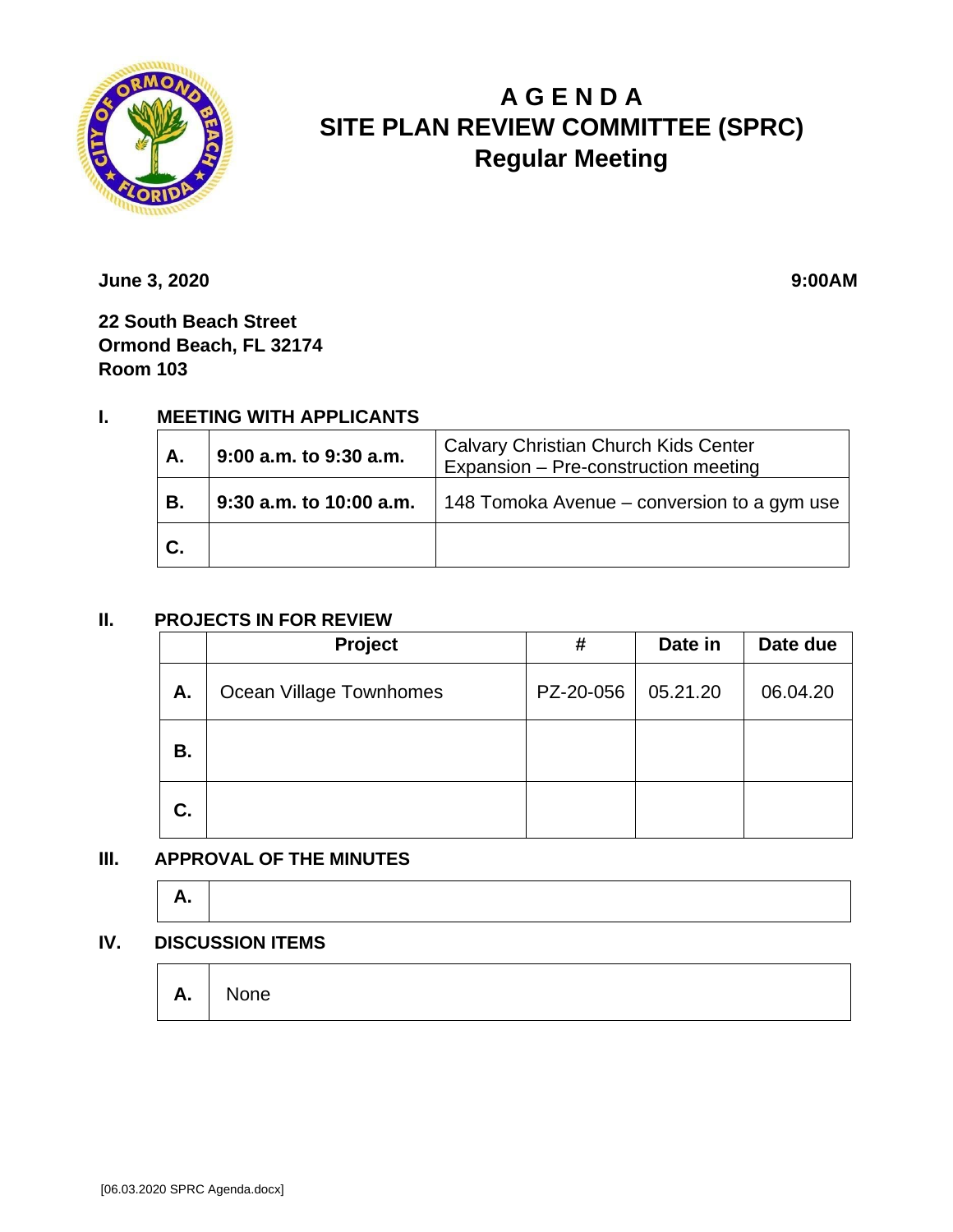# A G E N D A
# SITE PLAN REVIEW COMMITTEE (SPRC)
## Regular Meeting

**June 3, 2020** **9:00AM**

**22 South Beach Street**
**Ormond Beach, FL 32174**
**Room 103**

### I. MEETING WITH APPLICANTS

| | | |
|---|---|---|
| **A.** | **9:00 a.m. to 9:30 a.m.** | Calvary Christian Church Kids Center Expansion – Pre-construction meeting |
| **B.** | **9:30 a.m. to 10:00 a.m.** | 148 Tomoka Avenue – conversion to a gym use |
| **C.** | | |

### II. PROJECTS IN FOR REVIEW

| | Project | # | Date in | Date due |
|---|---|---|---|---|
| **A.** | Ocean Village Townhomes | PZ-20-056 | 05.21.20 | 06.04.20 |
| **B.** | | | | |
| **C.** | | | | |

### III. APPROVAL OF THE MINUTES

| | |
|---|---|
| **A.** | |

### IV. DISCUSSION ITEMS

| | |
|---|---|
| **A.** | None |

[06.03.2020 SPRC Agenda.docx]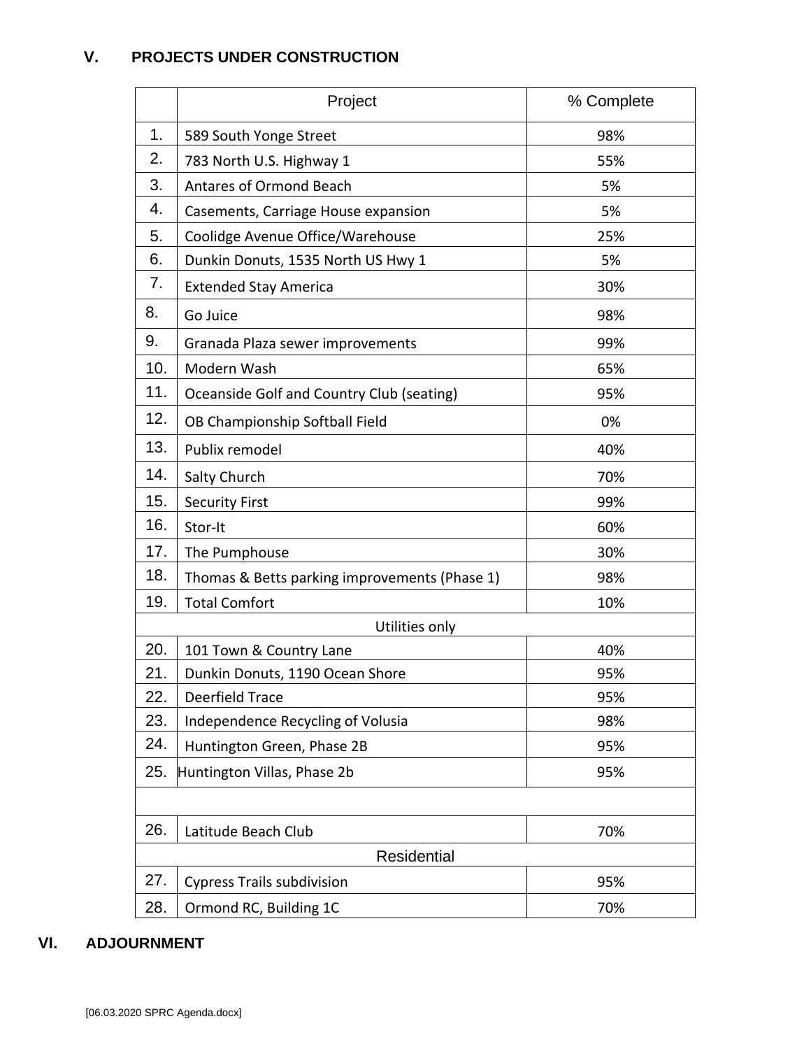## V. PROJECTS UNDER CONSTRUCTION

| | Project | % Complete |
|---|---|---|
| 1. | 589 South Yonge Street | 98% |
| 2. | 783 North U.S. Highway 1 | 55% |
| 3. | Antares of Ormond Beach | 5% |
| 4. | Casements, Carriage House expansion | 5% |
| 5. | Coolidge Avenue Office/Warehouse | 25% |
| 6. | Dunkin Donuts, 1535 North US Hwy 1 | 5% |
| 7. | Extended Stay America | 30% |
| 8. | Go Juice | 98% |
| 9. | Granada Plaza sewer improvements | 99% |
| 10. | Modern Wash | 65% |
| 11. | Oceanside Golf and Country Club (seating) | 95% |
| 12. | OB Championship Softball Field | 0% |
| 13. | Publix remodel | 40% |
| 14. | Salty Church | 70% |
| 15. | Security First | 99% |
| 16. | Stor-It | 60% |
| 17. | The Pumphouse | 30% |
| 18. | Thomas & Betts parking improvements (Phase 1) | 98% |
| 19. | Total Comfort | 10% |
| | Utilities only | |
| 20. | 101 Town & Country Lane | 40% |
| 21. | Dunkin Donuts, 1190 Ocean Shore | 95% |
| 22. | Deerfield Trace | 95% |
| 23. | Independence Recycling of Volusia | 98% |
| 24. | Huntington Green, Phase 2B | 95% |
| 25. | Huntington Villas, Phase 2b | 95% |
| | | |
| 26. | Latitude Beach Club | 70% |
| | Residential | |
| 27. | Cypress Trails subdivision | 95% |
| 28. | Ormond RC, Building 1C | 70% |

## VI. ADJOURNMENT

[06.03.2020 SPRC Agenda.docx]